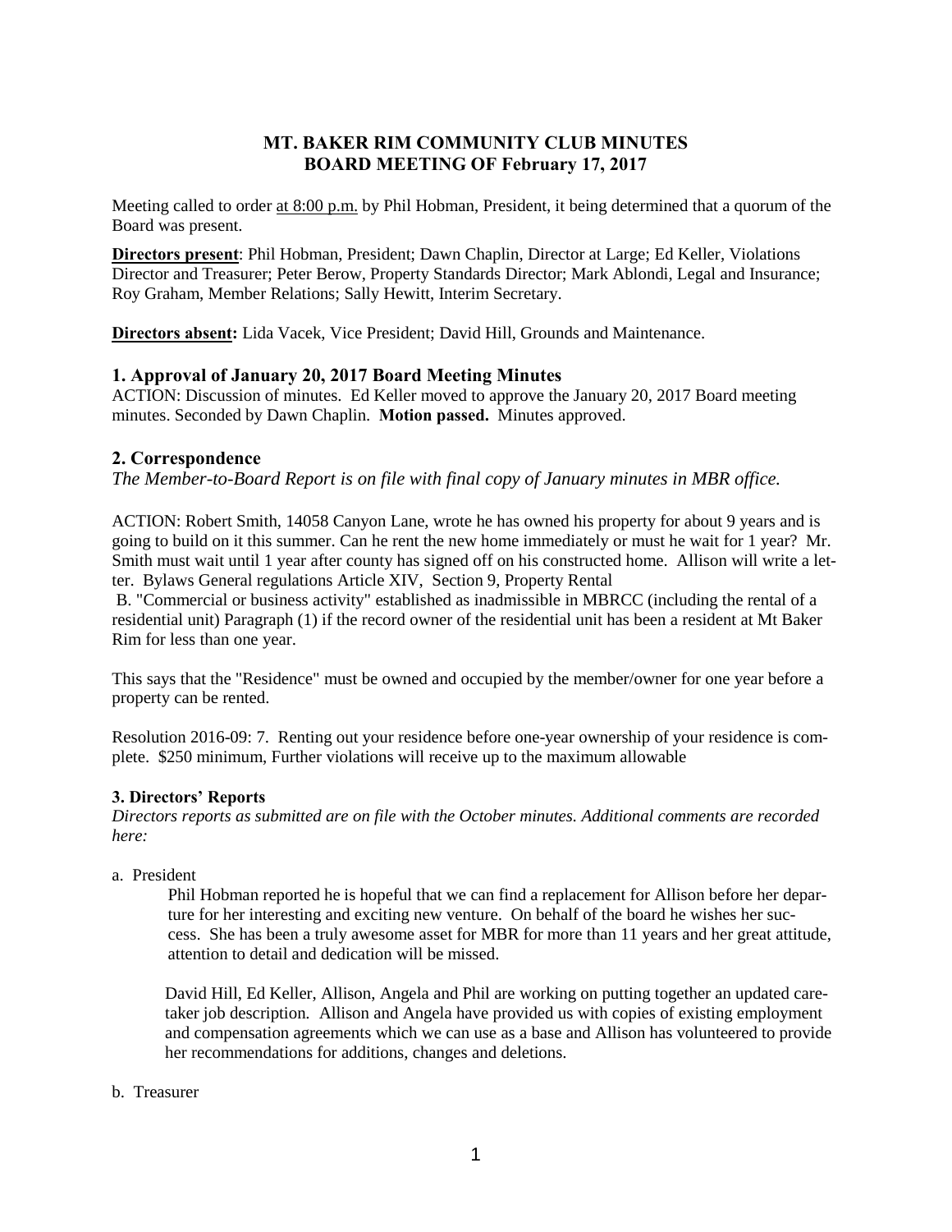# MT. BAKER RIM COMMUNITY CLUB MINUTES
# BOARD MEETING OF February 17, 2017

Meeting called to order at 8:00 p.m. by Phil Hobman, President, it being determined that a quorum of the Board was present.

**Directors present**: Phil Hobman, President; Dawn Chaplin, Director at Large; Ed Keller, Violations Director and Treasurer; Peter Berow, Property Standards Director; Mark Ablondi, Legal and Insurance; Roy Graham, Member Relations; Sally Hewitt, Interim Secretary.

**Directors absent:** Lida Vacek, Vice President; David Hill, Grounds and Maintenance.

## 1. Approval of January 20, 2017 Board Meeting Minutes

ACTION: Discussion of minutes. Ed Keller moved to approve the January 20, 2017 Board meeting minutes. Seconded by Dawn Chaplin. **Motion passed.** Minutes approved.

## 2. Correspondence

*The Member-to-Board Report is on file with final copy of January minutes in MBR office.*

ACTION: Robert Smith, 14058 Canyon Lane, wrote he has owned his property for about 9 years and is going to build on it this summer. Can he rent the new home immediately or must he wait for 1 year? Mr. Smith must wait until 1 year after county has signed off on his constructed home. Allison will write a letter. Bylaws General regulations Article XIV, Section 9, Property Rental

B. "Commercial or business activity" established as inadmissible in MBRCC (including the rental of a residential unit) Paragraph (1) if the record owner of the residential unit has been a resident at Mt Baker Rim for less than one year.

This says that the "Residence" must be owned and occupied by the member/owner for one year before a property can be rented.

Resolution 2016-09: 7. Renting out your residence before one-year ownership of your residence is complete. $250 minimum, Further violations will receive up to the maximum allowable

### 3. Directors' Reports

*Directors reports as submitted are on file with the October minutes. Additional comments are recorded here:*

a. President

Phil Hobman reported he is hopeful that we can find a replacement for Allison before her departure for her interesting and exciting new venture. On behalf of the board he wishes her success. She has been a truly awesome asset for MBR for more than 11 years and her great attitude, attention to detail and dedication will be missed.

David Hill, Ed Keller, Allison, Angela and Phil are working on putting together an updated caretaker job description. Allison and Angela have provided us with copies of existing employment and compensation agreements which we can use as a base and Allison has volunteered to provide her recommendations for additions, changes and deletions.

b. Treasurer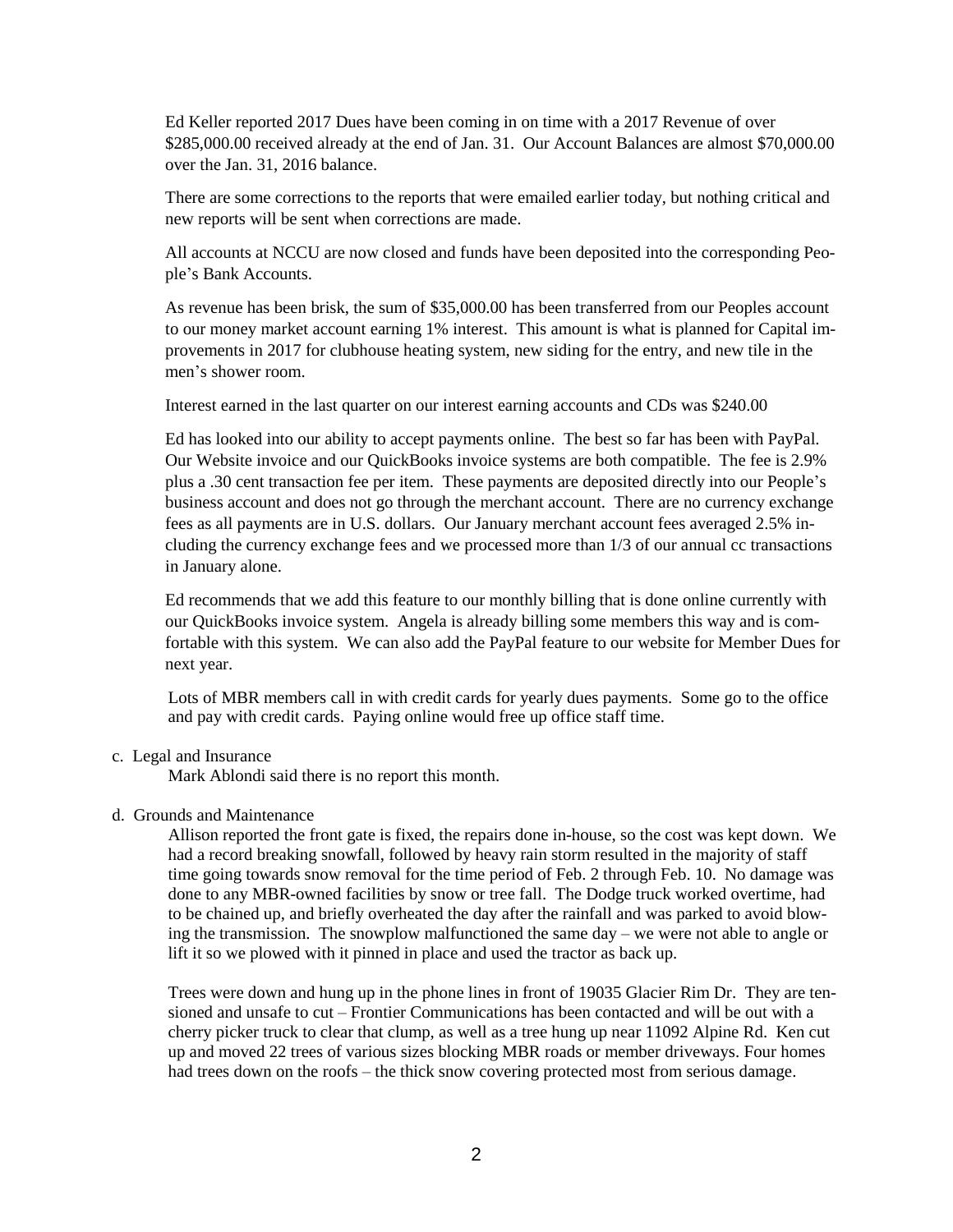Ed Keller reported 2017 Dues have been coming in on time with a 2017 Revenue of over $285,000.00 received already at the end of Jan. 31. Our Account Balances are almost $70,000.00 over the Jan. 31, 2016 balance.

There are some corrections to the reports that were emailed earlier today, but nothing critical and new reports will be sent when corrections are made.

All accounts at NCCU are now closed and funds have been deposited into the corresponding People's Bank Accounts.

As revenue has been brisk, the sum of $35,000.00 has been transferred from our Peoples account to our money market account earning 1% interest. This amount is what is planned for Capital improvements in 2017 for clubhouse heating system, new siding for the entry, and new tile in the men's shower room.

Interest earned in the last quarter on our interest earning accounts and CDs was $240.00

Ed has looked into our ability to accept payments online. The best so far has been with PayPal. Our Website invoice and our QuickBooks invoice systems are both compatible. The fee is 2.9% plus a .30 cent transaction fee per item. These payments are deposited directly into our People's business account and does not go through the merchant account. There are no currency exchange fees as all payments are in U.S. dollars. Our January merchant account fees averaged 2.5% including the currency exchange fees and we processed more than 1/3 of our annual cc transactions in January alone.

Ed recommends that we add this feature to our monthly billing that is done online currently with our QuickBooks invoice system. Angela is already billing some members this way and is comfortable with this system. We can also add the PayPal feature to our website for Member Dues for next year.

Lots of MBR members call in with credit cards for yearly dues payments. Some go to the office and pay with credit cards. Paying online would free up office staff time.

c. Legal and Insurance

Mark Ablondi said there is no report this month.

d. Grounds and Maintenance

Allison reported the front gate is fixed, the repairs done in-house, so the cost was kept down. We had a record breaking snowfall, followed by heavy rain storm resulted in the majority of staff time going towards snow removal for the time period of Feb. 2 through Feb. 10. No damage was done to any MBR-owned facilities by snow or tree fall. The Dodge truck worked overtime, had to be chained up, and briefly overheated the day after the rainfall and was parked to avoid blowing the transmission. The snowplow malfunctioned the same day – we were not able to angle or lift it so we plowed with it pinned in place and used the tractor as back up.

Trees were down and hung up in the phone lines in front of 19035 Glacier Rim Dr. They are tensioned and unsafe to cut – Frontier Communications has been contacted and will be out with a cherry picker truck to clear that clump, as well as a tree hung up near 11092 Alpine Rd. Ken cut up and moved 22 trees of various sizes blocking MBR roads or member driveways. Four homes had trees down on the roofs – the thick snow covering protected most from serious damage.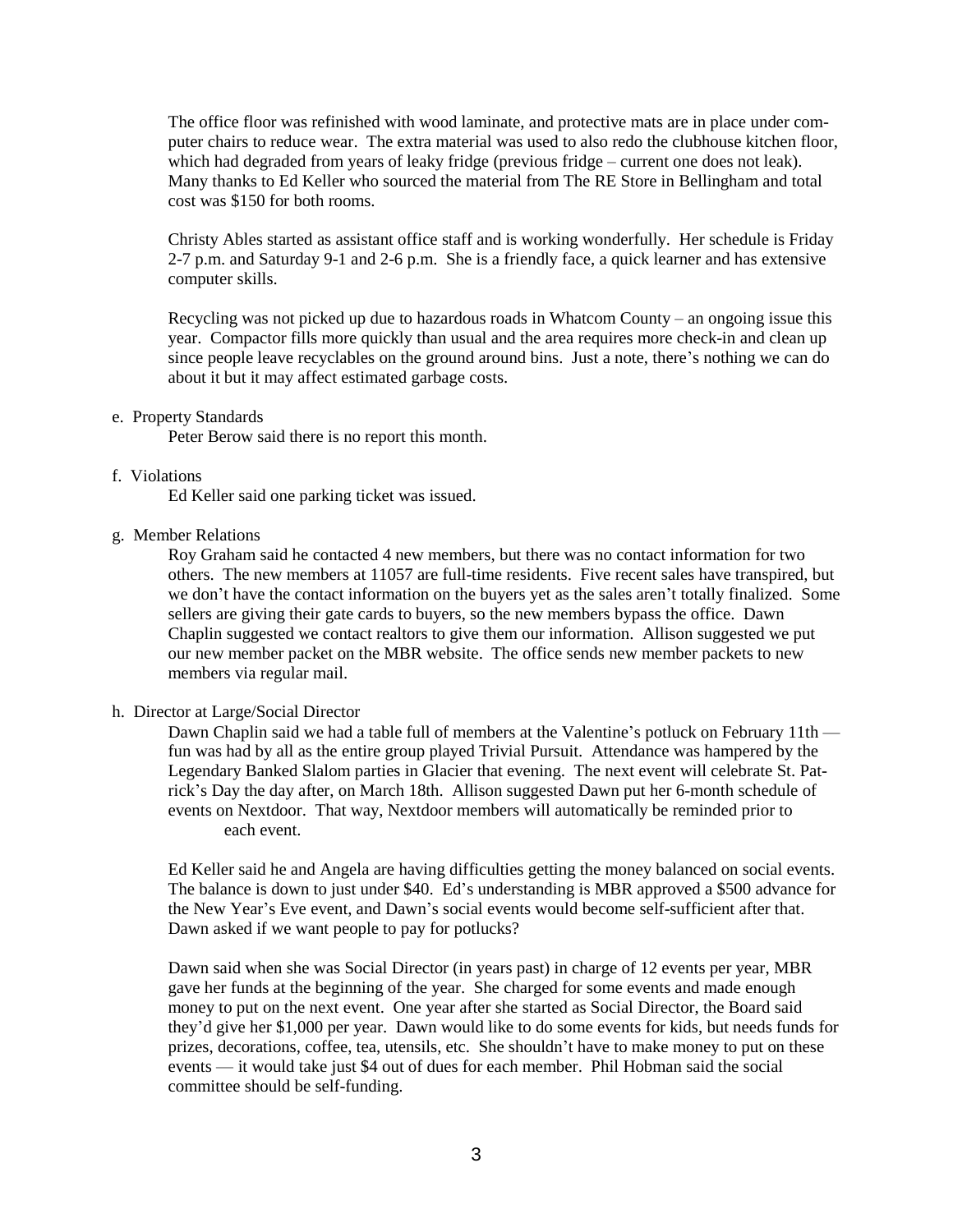The office floor was refinished with wood laminate, and protective mats are in place under computer chairs to reduce wear. The extra material was used to also redo the clubhouse kitchen floor, which had degraded from years of leaky fridge (previous fridge – current one does not leak). Many thanks to Ed Keller who sourced the material from The RE Store in Bellingham and total cost was $150 for both rooms.

Christy Ables started as assistant office staff and is working wonderfully. Her schedule is Friday 2-7 p.m. and Saturday 9-1 and 2-6 p.m. She is a friendly face, a quick learner and has extensive computer skills.

Recycling was not picked up due to hazardous roads in Whatcom County – an ongoing issue this year. Compactor fills more quickly than usual and the area requires more check-in and clean up since people leave recyclables on the ground around bins. Just a note, there's nothing we can do about it but it may affect estimated garbage costs.

e. Property Standards

Peter Berow said there is no report this month.

f. Violations

Ed Keller said one parking ticket was issued.

g. Member Relations

Roy Graham said he contacted 4 new members, but there was no contact information for two others. The new members at 11057 are full-time residents. Five recent sales have transpired, but we don't have the contact information on the buyers yet as the sales aren't totally finalized. Some sellers are giving their gate cards to buyers, so the new members bypass the office. Dawn Chaplin suggested we contact realtors to give them our information. Allison suggested we put our new member packet on the MBR website. The office sends new member packets to new members via regular mail.

h. Director at Large/Social Director

Dawn Chaplin said we had a table full of members at the Valentine's potluck on February 11th — fun was had by all as the entire group played Trivial Pursuit. Attendance was hampered by the Legendary Banked Slalom parties in Glacier that evening. The next event will celebrate St. Patrick's Day the day after, on March 18th. Allison suggested Dawn put her 6-month schedule of events on Nextdoor. That way, Nextdoor members will automatically be reminded prior to each event.

Ed Keller said he and Angela are having difficulties getting the money balanced on social events. The balance is down to just under $40. Ed's understanding is MBR approved a $500 advance for the New Year's Eve event, and Dawn's social events would become self-sufficient after that. Dawn asked if we want people to pay for potlucks?

Dawn said when she was Social Director (in years past) in charge of 12 events per year, MBR gave her funds at the beginning of the year. She charged for some events and made enough money to put on the next event. One year after she started as Social Director, the Board said they'd give her $1,000 per year. Dawn would like to do some events for kids, but needs funds for prizes, decorations, coffee, tea, utensils, etc. She shouldn't have to make money to put on these events — it would take just $4 out of dues for each member. Phil Hobman said the social committee should be self-funding.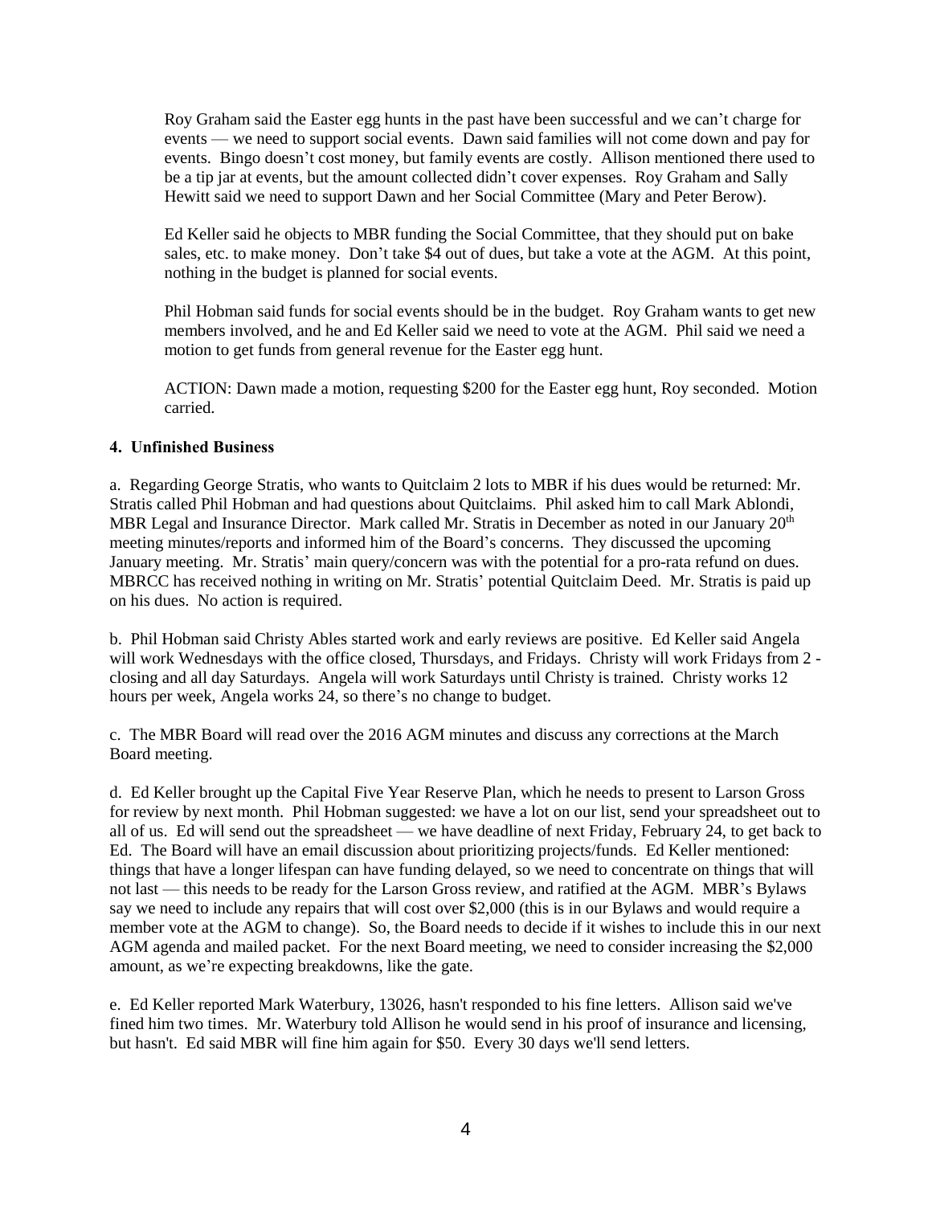Roy Graham said the Easter egg hunts in the past have been successful and we can't charge for events — we need to support social events. Dawn said families will not come down and pay for events. Bingo doesn't cost money, but family events are costly. Allison mentioned there used to be a tip jar at events, but the amount collected didn't cover expenses. Roy Graham and Sally Hewitt said we need to support Dawn and her Social Committee (Mary and Peter Berow).

Ed Keller said he objects to MBR funding the Social Committee, that they should put on bake sales, etc. to make money. Don't take $4 out of dues, but take a vote at the AGM. At this point, nothing in the budget is planned for social events.

Phil Hobman said funds for social events should be in the budget. Roy Graham wants to get new members involved, and he and Ed Keller said we need to vote at the AGM. Phil said we need a motion to get funds from general revenue for the Easter egg hunt.

ACTION: Dawn made a motion, requesting $200 for the Easter egg hunt, Roy seconded. Motion carried.

**4. Unfinished Business**

a. Regarding George Stratis, who wants to Quitclaim 2 lots to MBR if his dues would be returned: Mr. Stratis called Phil Hobman and had questions about Quitclaims. Phil asked him to call Mark Ablondi, MBR Legal and Insurance Director. Mark called Mr. Stratis in December as noted in our January 20th meeting minutes/reports and informed him of the Board's concerns. They discussed the upcoming January meeting. Mr. Stratis' main query/concern was with the potential for a pro-rata refund on dues. MBRCC has received nothing in writing on Mr. Stratis' potential Quitclaim Deed. Mr. Stratis is paid up on his dues. No action is required.

b. Phil Hobman said Christy Ables started work and early reviews are positive. Ed Keller said Angela will work Wednesdays with the office closed, Thursdays, and Fridays. Christy will work Fridays from 2 - closing and all day Saturdays. Angela will work Saturdays until Christy is trained. Christy works 12 hours per week, Angela works 24, so there's no change to budget.

c. The MBR Board will read over the 2016 AGM minutes and discuss any corrections at the March Board meeting.

d. Ed Keller brought up the Capital Five Year Reserve Plan, which he needs to present to Larson Gross for review by next month. Phil Hobman suggested: we have a lot on our list, send your spreadsheet out to all of us. Ed will send out the spreadsheet — we have deadline of next Friday, February 24, to get back to Ed. The Board will have an email discussion about prioritizing projects/funds. Ed Keller mentioned: things that have a longer lifespan can have funding delayed, so we need to concentrate on things that will not last — this needs to be ready for the Larson Gross review, and ratified at the AGM. MBR's Bylaws say we need to include any repairs that will cost over $2,000 (this is in our Bylaws and would require a member vote at the AGM to change). So, the Board needs to decide if it wishes to include this in our next AGM agenda and mailed packet. For the next Board meeting, we need to consider increasing the $2,000 amount, as we're expecting breakdowns, like the gate.

e. Ed Keller reported Mark Waterbury, 13026, hasn't responded to his fine letters. Allison said we've fined him two times. Mr. Waterbury told Allison he would send in his proof of insurance and licensing, but hasn't. Ed said MBR will fine him again for $50. Every 30 days we'll send letters.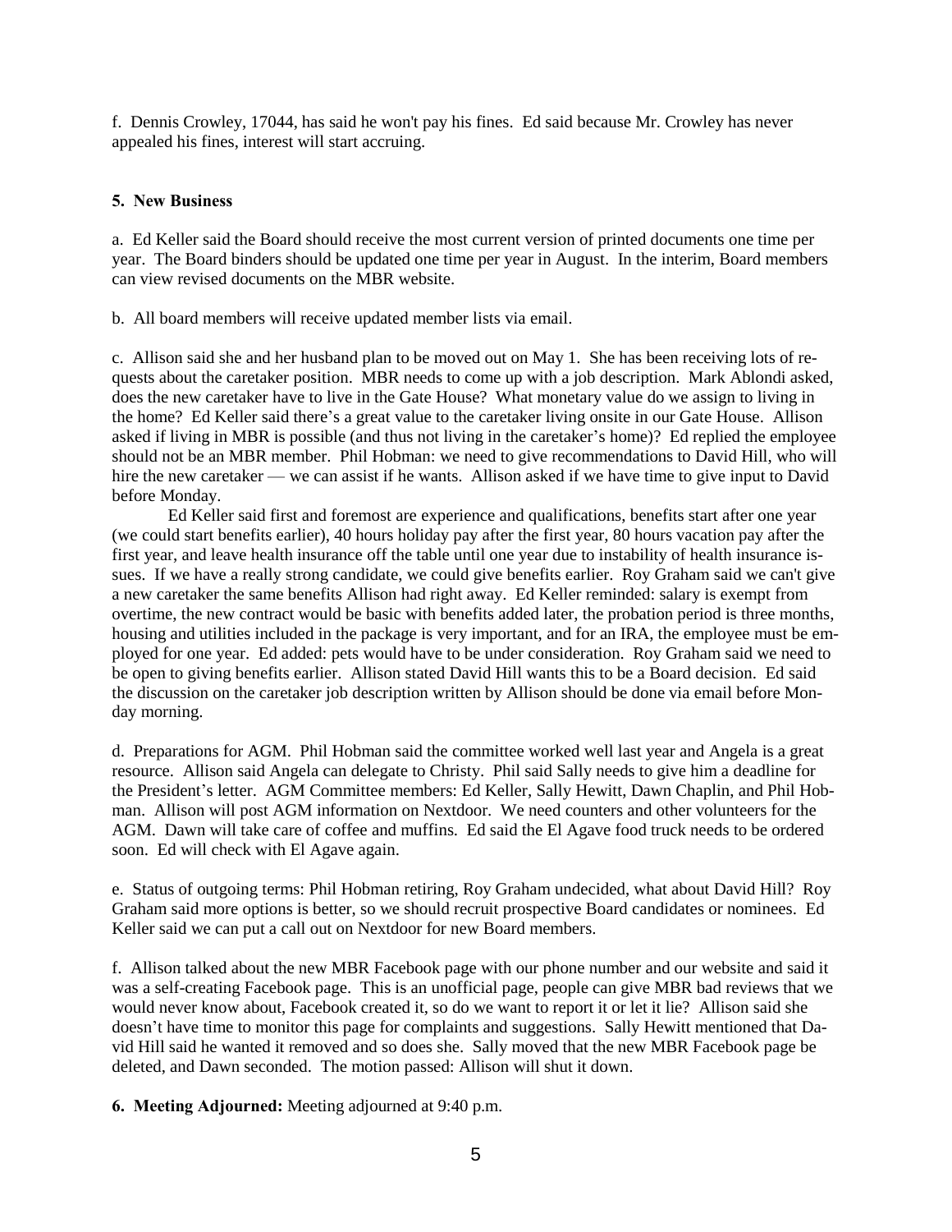f. Dennis Crowley, 17044, has said he won't pay his fines. Ed said because Mr. Crowley has never appealed his fines, interest will start accruing.

**5. New Business**

a. Ed Keller said the Board should receive the most current version of printed documents one time per year. The Board binders should be updated one time per year in August. In the interim, Board members can view revised documents on the MBR website.

b. All board members will receive updated member lists via email.

c. Allison said she and her husband plan to be moved out on May 1. She has been receiving lots of requests about the caretaker position. MBR needs to come up with a job description. Mark Ablondi asked, does the new caretaker have to live in the Gate House? What monetary value do we assign to living in the home? Ed Keller said there's a great value to the caretaker living onsite in our Gate House. Allison asked if living in MBR is possible (and thus not living in the caretaker's home)? Ed replied the employee should not be an MBR member. Phil Hobman: we need to give recommendations to David Hill, who will hire the new caretaker — we can assist if he wants. Allison asked if we have time to give input to David before Monday.

Ed Keller said first and foremost are experience and qualifications, benefits start after one year (we could start benefits earlier), 40 hours holiday pay after the first year, 80 hours vacation pay after the first year, and leave health insurance off the table until one year due to instability of health insurance issues. If we have a really strong candidate, we could give benefits earlier. Roy Graham said we can't give a new caretaker the same benefits Allison had right away. Ed Keller reminded: salary is exempt from overtime, the new contract would be basic with benefits added later, the probation period is three months, housing and utilities included in the package is very important, and for an IRA, the employee must be employed for one year. Ed added: pets would have to be under consideration. Roy Graham said we need to be open to giving benefits earlier. Allison stated David Hill wants this to be a Board decision. Ed said the discussion on the caretaker job description written by Allison should be done via email before Monday morning.

d. Preparations for AGM. Phil Hobman said the committee worked well last year and Angela is a great resource. Allison said Angela can delegate to Christy. Phil said Sally needs to give him a deadline for the President's letter. AGM Committee members: Ed Keller, Sally Hewitt, Dawn Chaplin, and Phil Hobman. Allison will post AGM information on Nextdoor. We need counters and other volunteers for the AGM. Dawn will take care of coffee and muffins. Ed said the El Agave food truck needs to be ordered soon. Ed will check with El Agave again.

e. Status of outgoing terms: Phil Hobman retiring, Roy Graham undecided, what about David Hill? Roy Graham said more options is better, so we should recruit prospective Board candidates or nominees. Ed Keller said we can put a call out on Nextdoor for new Board members.

f. Allison talked about the new MBR Facebook page with our phone number and our website and said it was a self-creating Facebook page. This is an unofficial page, people can give MBR bad reviews that we would never know about, Facebook created it, so do we want to report it or let it lie? Allison said she doesn't have time to monitor this page for complaints and suggestions. Sally Hewitt mentioned that David Hill said he wanted it removed and so does she. Sally moved that the new MBR Facebook page be deleted, and Dawn seconded. The motion passed: Allison will shut it down.

**6. Meeting Adjourned:** Meeting adjourned at 9:40 p.m.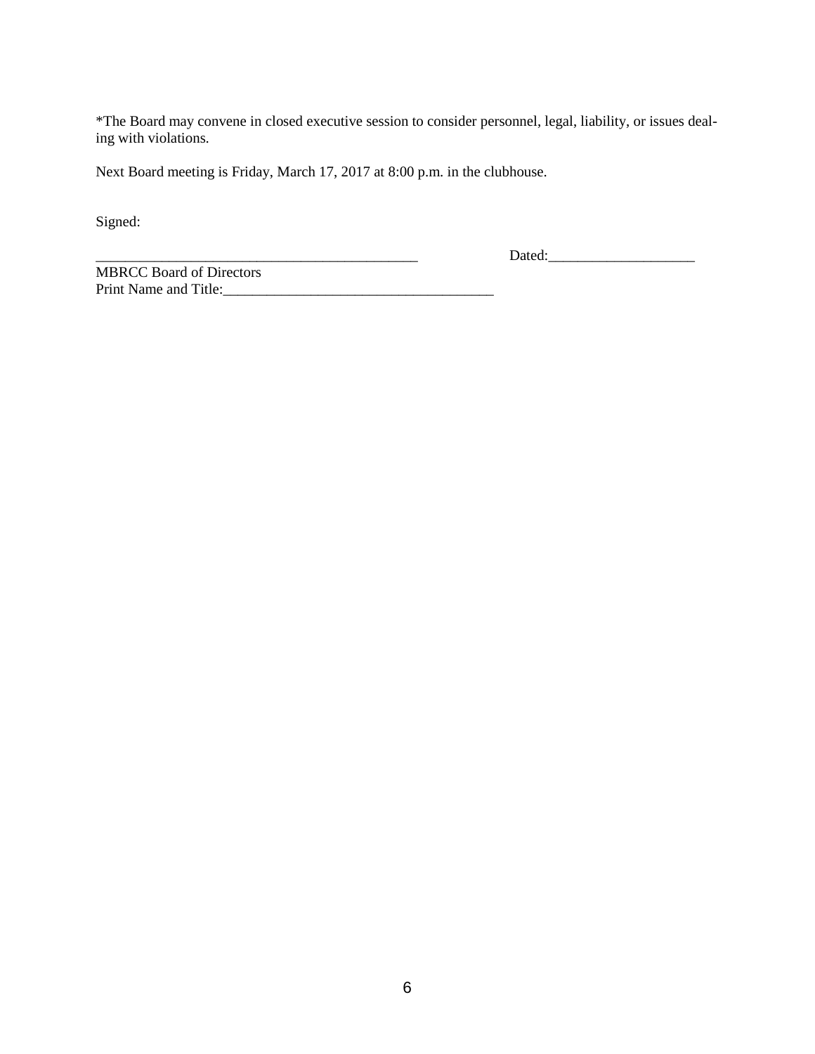*The Board may convene in closed executive session to consider personnel, legal, liability, or issues dealing with violations.

Next Board meeting is Friday, March 17, 2017 at 8:00 p.m. in the clubhouse.

Signed:

_______________________________________________ Dated:____________________

MBRCC Board of Directors
Print Name and Title:______________________________________